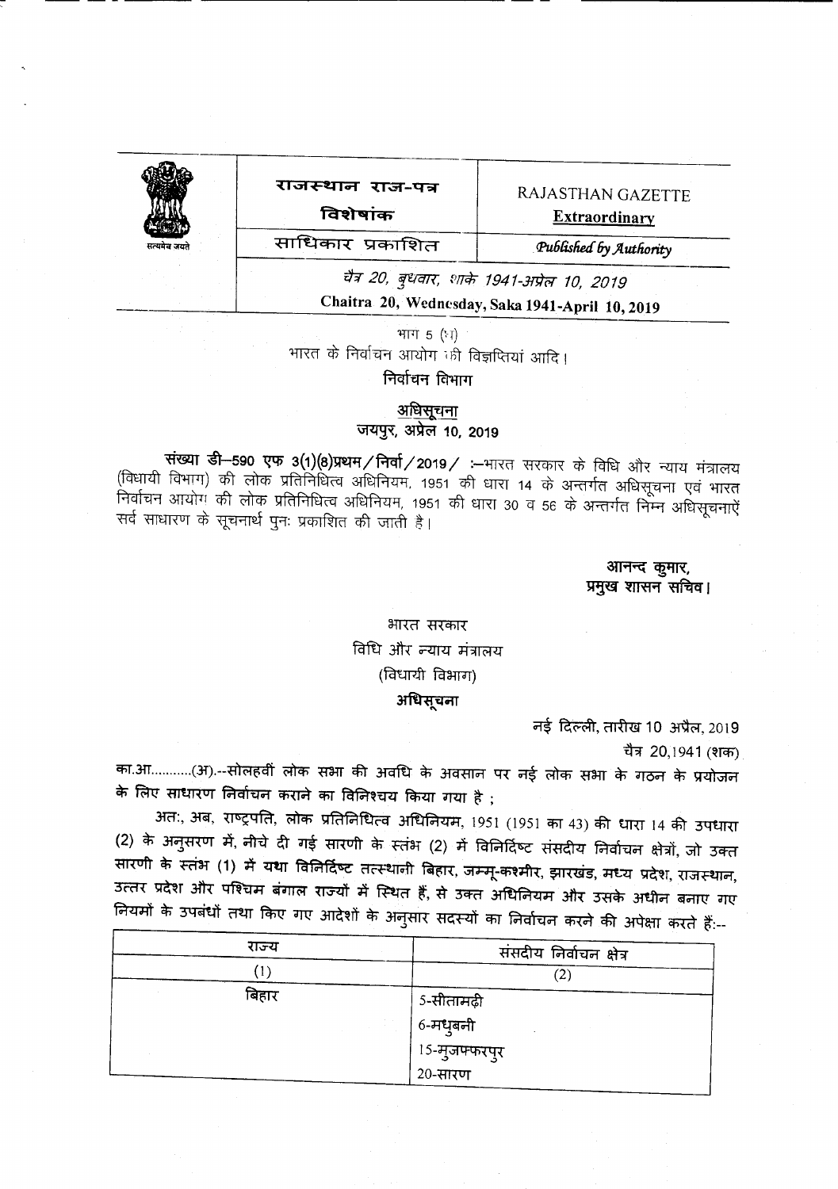| राजस्थान राज-पत्र<br>विशेषांक | RAJASTHAN GAZETTE<br>**Extraordinary** |
|---|---|
| साधिकार प्रकाशित | *Published by Authority* |

*चैत्र 20, बुधवार, शाके 1941-अप्रेल 10, 2019*

**Chaitra 20, Wednesday, Saka 1941-April 10, 2019**

भाग 5 (ग)

भारत के निर्वाचन आयोग की विज्ञप्तियां आदि।

**निर्वाचन विभाग**

**अधिसूचना**

**जयपुर, अप्रेल 10, 2019**

**संख्या डी–590 एफ 3(1)(8)प्रथम/निर्वा/2019/** :–भारत सरकार के विधि और न्याय मंत्रालय (विधायी विभाग) की लोक प्रतिनिधित्व अधिनियम, 1951 की धारा 14 के अन्तर्गत अधिसूचना एवं भारत निर्वाचन आयोग की लोक प्रतिनिधित्व अधिनियम, 1951 की धारा 30 व 56 के अन्तर्गत निम्न अधिसूचनाऐं सर्व साधारण के सूचनार्थ पुनः प्रकाशित की जाती है।

**आनन्द कुमार,**
**प्रमुख शासन सचिव।**

भारत सरकार

विधि और न्याय मंत्रालय

(विधायी विभाग)

**अधिसूचना**

नई दिल्ली, तारीख 10 अप्रैल, 2019

चैत्र 20,1941 (शक)

का.आ...........(अ).--**सोलहवीं लोक सभा की अवधि के अवसान पर नई लोक सभा के गठन के प्रयोजन के लिए साधारण निर्वाचन कराने का विनिश्चय किया गया है ;**

अतः, अब, राष्ट्रपति, लोक प्रतिनिधित्व अधिनियम, 1951 (1951 का 43) की धारा 14 की उपधारा (2) के अनुसरण में, नीचे दी गई सारणी के स्तंभ (2) में विनिर्दिष्ट संसदीय निर्वाचन क्षेत्रों, जो उक्त सारणी के स्तंभ (1) में यथा विनिर्दिष्ट तत्स्थानी बिहार, जम्मू-कश्मीर, झारखंड, मध्य प्रदेश, राजस्थान, उत्तर प्रदेश और पश्चिम बंगाल राज्यों में स्थित हैं, से उक्त अधिनियम और उसके अधीन बनाए गए नियमों के उपबंधों तथा किए गए आदेशों के अनुसार सदस्यों का निर्वाचन करने की अपेक्षा करते हैं:--

| राज्य | संसदीय निर्वाचन क्षेत्र |
|---|---|
| (1) | (2) |
| बिहार | 5-सीतामढ़ी<br>6-मधुबनी<br>15-मुजफ्फरपुर<br>20-सारण |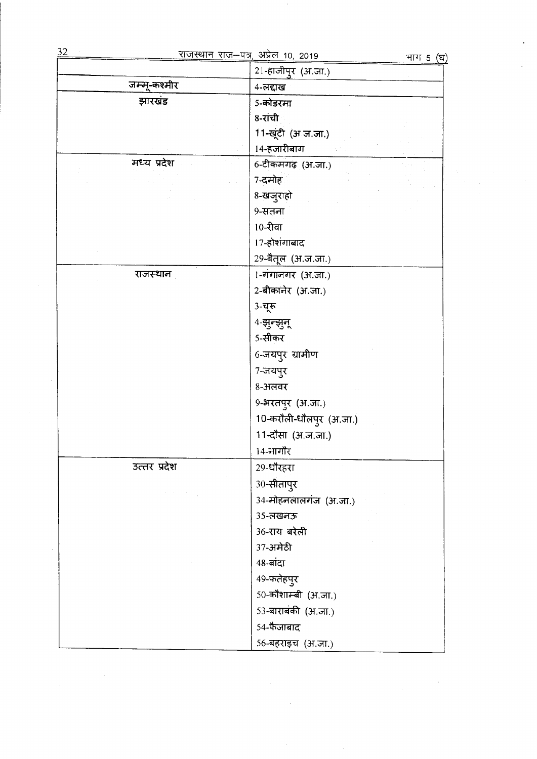| | |
|---|---|
| | 21-हाजीपुर (अ.जा.) |
| जम्मू-कश्मीर | 4-लद्दाख |
| झारखंड | 5-कोडरमा |
| | 8-रांची |
| | 11-खूंटी (अ ज.जा.) |
| | 14-हजारीबाग |
| मध्य प्रदेश | 6-टीकमगढ़ (अ.जा.) |
| | 7-दमोह |
| | 8-खजुराहो |
| | 9-सतना |
| | 10-रीवा |
| | 17-होशंगाबाद |
| | 29-बैतूल (अ.ज.जा.) |
| राजस्थान | 1-गंगानगर (अ.जा.) |
| | 2-बीकानेर (अ.जा.) |
| | 3-चूरू |
| | 4-झुन्झुनू |
| | 5-सीकर |
| | 6-जयपुर ग्रामीण |
| | 7-जयपुर |
| | 8-अलवर |
| | 9-भरतपुर (अ.जा.) |
| | 10-करौली-धौलपुर (अ.जा.) |
| | 11-दौसा (अ.ज.जा.) |
| | 14-नागौर |
| उत्तर प्रदेश | 29-धौरहरा |
| | 30-सीतापुर |
| | 34-मोहनलालगंज (अ.जा.) |
| | 35-लखनऊ |
| | 36-राय बरेली |
| | 37-अमेठी |
| | 48-बांदा |
| | 49-फतेहपुर |
| | 50-कौशाम्बी (अ.जा.) |
| | 53-बाराबंकी (अ.जा.) |
| | 54-फैजाबाद |
| | 56-बहराइच (अ.जा.) |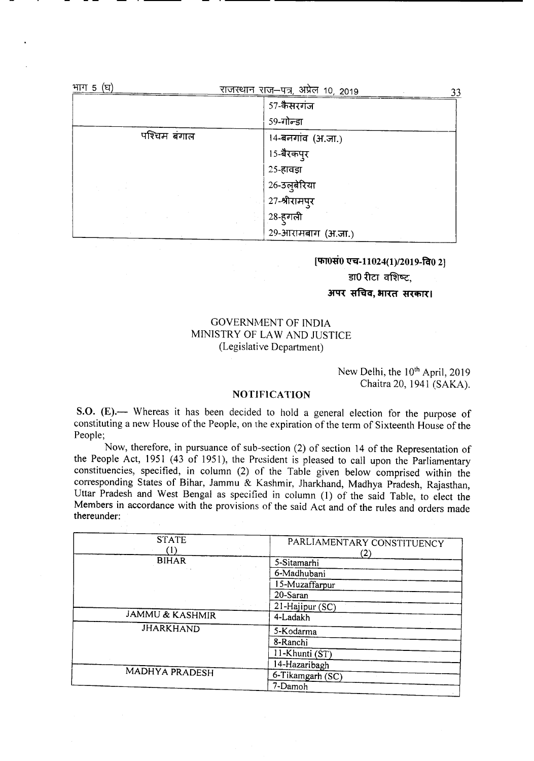| | |
|---|---|
| | 57-कैसरगंज |
| | 59-गोन्डा |
| पश्चिम बंगाल | 14-बनगांव (अ.जा.) |
| | 15-बैरकपुर |
| | 25-हावड़ा |
| | 26-उलुबेरिया |
| | 27-श्रीरामपुर |
| | 28-हुगली |
| | 29-आरामबाग (अ.जा.) |

**[फा0सं0 एच-11024(1)/2019-वि0 2]**

डा0 रीटा वशिष्ट,

**अपर सचिव, भारत सरकार।**

GOVERNMENT OF INDIA
MINISTRY OF LAW AND JUSTICE
(Legislative Department)

New Delhi, the 10th April, 2019
Chaitra 20, 1941 (SAKA).

## NOTIFICATION

**S.O. (E).**— Whereas it has been decided to hold a general election for the purpose of constituting a new House of the People, on the expiration of the term of Sixteenth House of the People;

Now, therefore, in pursuance of sub-section (2) of section 14 of the Representation of the People Act, 1951 (43 of 1951), the President is pleased to call upon the Parliamentary constituencies, specified, in column (2) of the Table given below comprised within the corresponding States of Bihar, Jammu & Kashmir, Jharkhand, Madhya Pradesh, Rajasthan, Uttar Pradesh and West Bengal as specified in column (1) of the said Table, to elect the Members in accordance with the provisions of the said Act and of the rules and orders made thereunder:

| STATE (1) | PARLIAMENTARY CONSTITUENCY (2) |
|---|---|
| BIHAR | 5-Sitamarhi |
| | 6-Madhubani |
| | 15-Muzaffarpur |
| | 20-Saran |
| | 21-Hajipur (SC) |
| JAMMU & KASHMIR | 4-Ladakh |
| JHARKHAND | 5-Kodarma |
| | 8-Ranchi |
| | 11-Khunti (ST) |
| | 14-Hazaribagh |
| MADHYA PRADESH | 6-Tikamgarh (SC) |
| | 7-Damoh |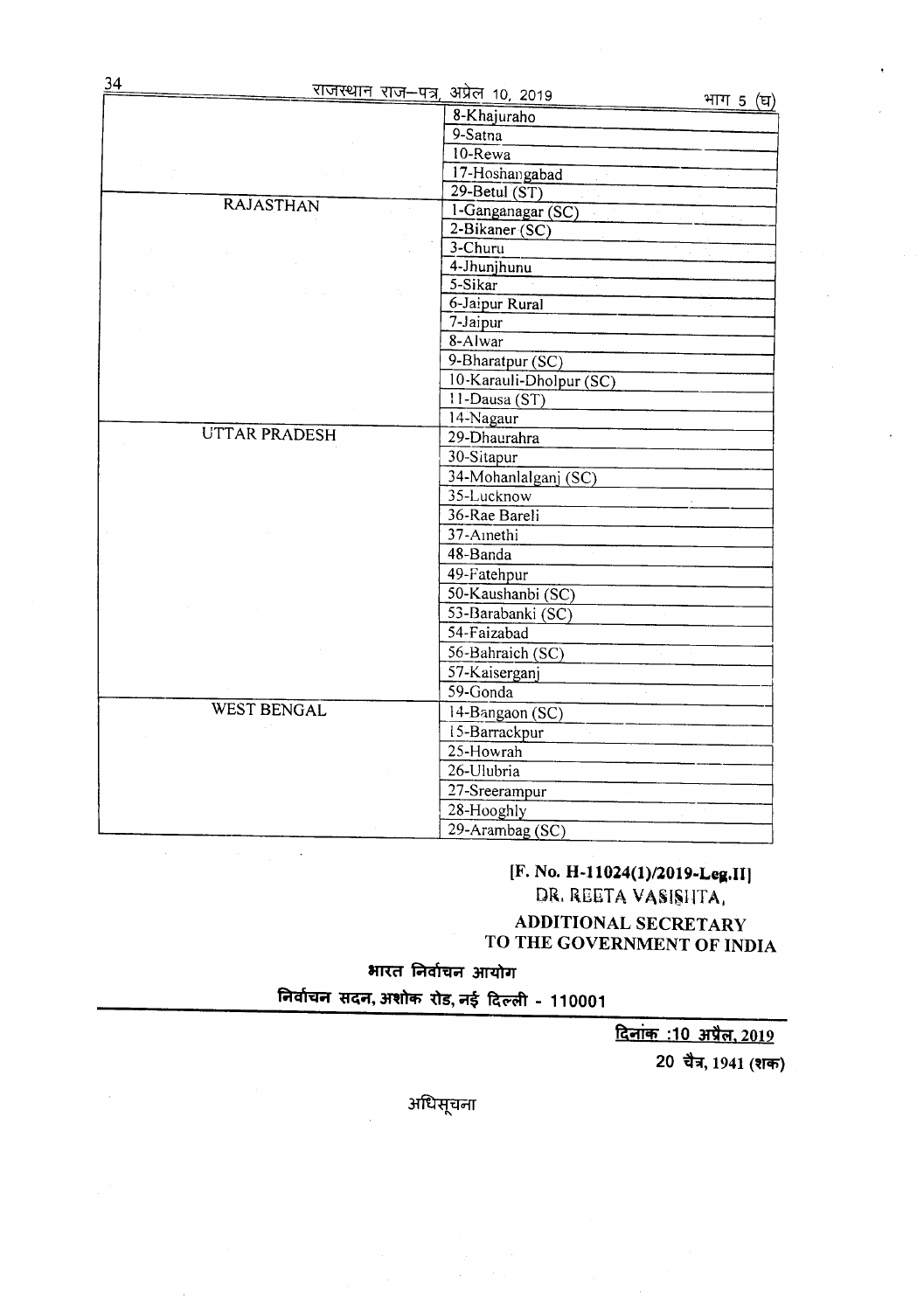| | |
|---|---|
| | 8-Khajuraho |
| | 9-Satna |
| | 10-Rewa |
| | 17-Hoshangabad |
| | 29-Betul (ST) |
| RAJASTHAN | 1-Ganganagar (SC) |
| | 2-Bikaner (SC) |
| | 3-Churu |
| | 4-Jhunjhunu |
| | 5-Sikar |
| | 6-Jaipur Rural |
| | 7-Jaipur |
| | 8-Alwar |
| | 9-Bharatpur (SC) |
| | 10-Karauli-Dholpur (SC) |
| | 11-Dausa (ST) |
| | 14-Nagaur |
| UTTAR PRADESH | 29-Dhaurahra |
| | 30-Sitapur |
| | 34-Mohanlalganj (SC) |
| | 35-Lucknow |
| | 36-Rae Bareli |
| | 37-Amethi |
| | 48-Banda |
| | 49-Fatehpur |
| | 50-Kaushanbi (SC) |
| | 53-Barabanki (SC) |
| | 54-Faizabad |
| | 56-Bahraich (SC) |
| | 57-Kaiserganj |
| | 59-Gonda |
| WEST BENGAL | 14-Bangaon (SC) |
| | 15-Barrackpur |
| | 25-Howrah |
| | 26-Ulubria |
| | 27-Sreerampur |
| | 28-Hooghly |
| | 29-Arambag (SC) |

**[F. No. H-11024(1)/2019-Leg.II]**
DR. REETA VASISHTA,
**ADDITIONAL SECRETARY TO THE GOVERNMENT OF INDIA**

**भारत निर्वाचन आयोग**

**निर्वाचन सदन, अशोक रोड, नई दिल्ली - 110001**

**दिनांक :10 अप्रैल, 2019**

**20 चैत्र, 1941 (शक)**

अधिसूचना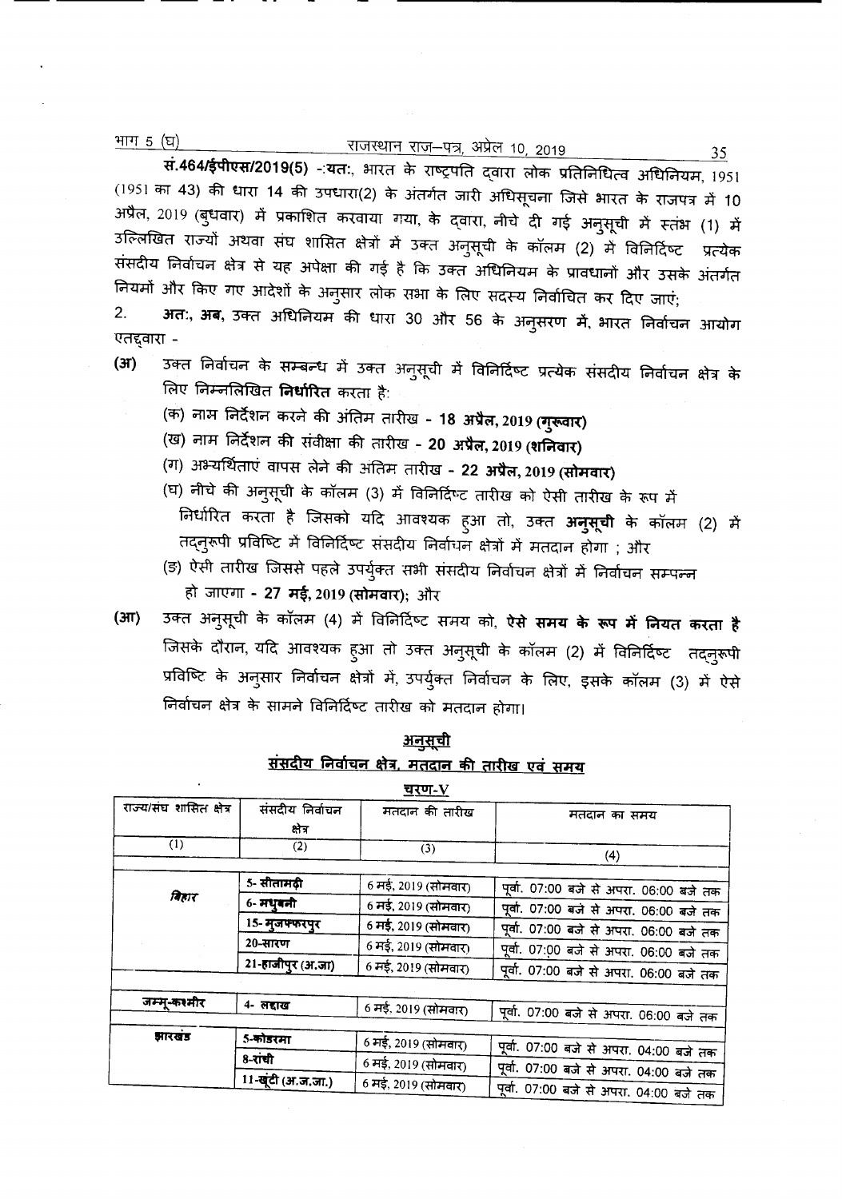**सं.464/ईपीएस/2019(5) -:यत:**, भारत के राष्ट्रपति द्वारा लोक प्रतिनिधित्व अधिनियम, 1951 (1951 का 43) की धारा 14 की उपधारा(2) के अंतर्गत जारी अधिसूचना जिसे भारत के राजपत्र में 10 अप्रैल, 2019 (बुधवार) में प्रकाशित करवाया गया, के द्वारा, नीचे दी गई अनुसूची में स्तंभ (1) में उल्लिखित राज्यों अथवा संघ शासित क्षेत्रों में उक्त अनुसूची के कॉलम (2) में विनिर्दिष्ट प्रत्येक संसदीय निर्वाचन क्षेत्र से यह अपेक्षा की गई है कि उक्त अधिनियम के प्रावधानों और उसके अंतर्गत नियमों और किए गए आदेशों के अनुसार लोक सभा के लिए सदस्य निर्वाचित कर दिए जाएं;

2. **अत:, अब**, उक्त अधिनियम की धारा 30 और 56 के अनुसरण में, भारत निर्वाचन आयोग एतद्द्वारा -

**(अ)** उक्त निर्वाचन के सम्बन्ध में उक्त अनुसूची में विनिर्दिष्ट प्रत्येक संसदीय निर्वाचन क्षेत्र के लिए निम्नलिखित **निर्धारित** करता है:

(क) नाम निर्देशन करने की अंतिम तारीख - **18 अप्रैल, 2019 (गुरूवार)**

(ख) नाम निर्देशन की संवीक्षा की तारीख - **20 अप्रैल, 2019 (शनिवार)**

(ग) अभ्यर्थिताएं वापस लेने की अंतिम तारीख - **22 अप्रैल, 2019 (सोमवार)**

(घ) नीचे की अनुसूची के कॉलम (3) में विनिर्दिष्ट तारीख को ऐसी तारीख के रूप में निर्धारित करता है जिसको यदि आवश्यक हुआ तो, उक्त **अनुसूची** के कॉलम (2) में तद्नुरूपी प्रविष्टि में विनिर्दिष्ट संसदीय निर्वाचन क्षेत्रों में मतदान होगा ; और

(ङ) ऐसी तारीख जिससे पहले उपर्युक्त सभी संसदीय निर्वाचन क्षेत्रों में निर्वाचन सम्पन्न हो जाएगा - **27 मई, 2019 (सोमवार)**; और

**(आ)** उक्त अनुसूची के कॉलम (4) में विनिर्दिष्ट समय को, **ऐसे समय के रूप में नियत करता है** जिसके दौरान, यदि आवश्यक हुआ तो उक्त अनुसूची के कॉलम (2) में विनिर्दिष्ट तद्नुरूपी प्रविष्टि के अनुसार निर्वाचन क्षेत्रों में, उपर्युक्त निर्वाचन के लिए, इसके कॉलम (3) में ऐसे निर्वाचन क्षेत्र के सामने विनिर्दिष्ट तारीख को मतदान होगा।

## अनुसूची

### संसदीय निर्वाचन क्षेत्र, मतदान की तारीख एवं समय

**चरण-V**

| राज्य/संघ शासित क्षेत्र | संसदीय निर्वाचन क्षेत्र | मतदान की तारीख | मतदान का समय |
|---|---|---|---|
| (1) | (2) | (3) | (4) |
| **बिहार** | 5- सीतामढ़ी | 6 मई, 2019 (सोमवार) | पूर्वा. 07:00 बजे से अपरा. 06:00 बजे तक |
| | 6- मधुबनी | 6 मई, 2019 (सोमवार) | पूर्वा. 07:00 बजे से अपरा. 06:00 बजे तक |
| | 15- मुजफ्फरपुर | 6 मई, 2019 (सोमवार) | पूर्वा. 07:00 बजे से अपरा. 06:00 बजे तक |
| | 20-सारण | 6 मई, 2019 (सोमवार) | पूर्वा. 07:00 बजे से अपरा. 06:00 बजे तक |
| | 21-हाजीपुर (अ.जा) | 6 मई, 2019 (सोमवार) | पूर्वा. 07:00 बजे से अपरा. 06:00 बजे तक |
| **जम्मू-कश्मीर** | 4- लद्दाख | 6 मई, 2019 (सोमवार) | पूर्वा. 07:00 बजे से अपरा. 06:00 बजे तक |
| **झारखंड** | 5-कोडरमा | 6 मई, 2019 (सोमवार) | पूर्वा. 07:00 बजे से अपरा. 04:00 बजे तक |
| | 8-रांची | 6 मई, 2019 (सोमवार) | पूर्वा. 07:00 बजे से अपरा. 04:00 बजे तक |
| | 11-खूंटी (अ.ज.जा.) | 6 मई, 2019 (सोमवार) | पूर्वा. 07:00 बजे से अपरा. 04:00 बजे तक |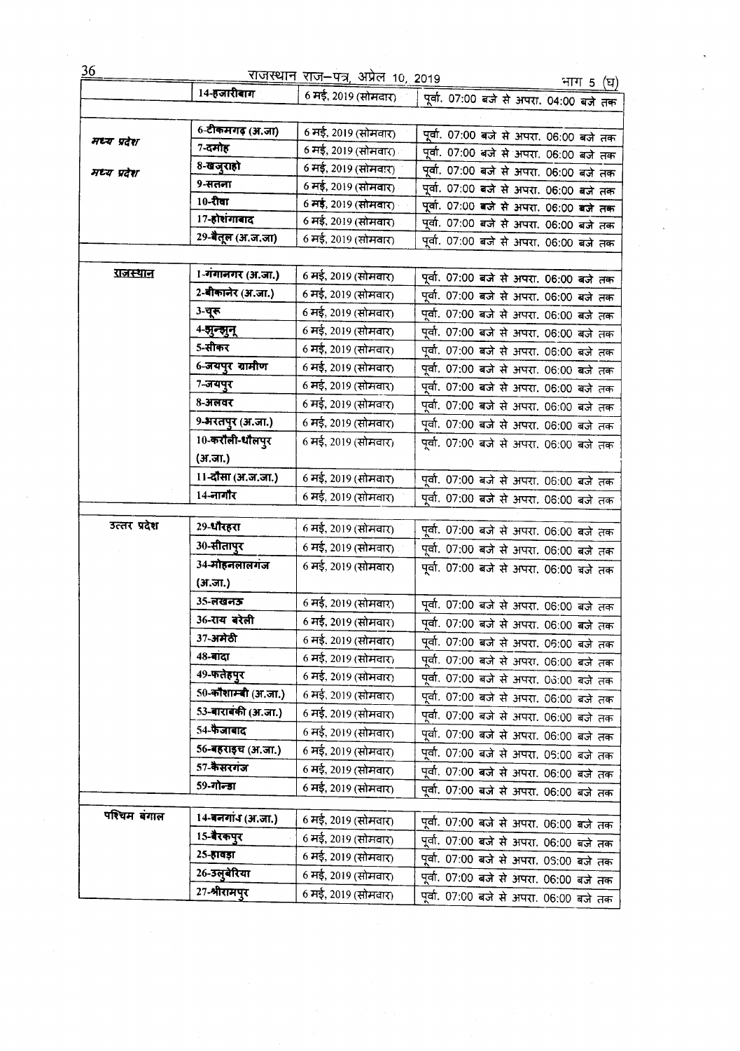| | | | |
|---|---|---|---|
| | 14-हजारीबाग | 6 मई, 2019 (सोमवार) | पूर्वा. 07:00 बजे से अपरा. 04:00 बजे तक |
| मध्य प्रदेश | 6-टीकमगढ़ (अ.जा) | 6 मई, 2019 (सोमवार) | पूर्वा. 07:00 बजे से अपरा. 06:00 बजे तक |
| | 7-दमोह | 6 मई, 2019 (सोमवार) | पूर्वा. 07:00 बजे से अपरा. 06:00 बजे तक |
| मध्य प्रदेश | 8-खजुराहो | 6 मई, 2019 (सोमवार) | पूर्वा. 07:00 बजे से अपरा. 06:00 बजे तक |
| | 9-सतना | 6 मई, 2019 (सोमवार) | पूर्वा. 07:00 बजे से अपरा. 06:00 बजे तक |
| | 10-रीवा | 6 मई, 2019 (सोमवार) | पूर्वा. 07:00 बजे से अपरा. 06:00 बजे तक |
| | 17-होशंगाबाद | 6 मई, 2019 (सोमवार) | पूर्वा. 07:00 बजे से अपरा. 06:00 बजे तक |
| | 29-बैतूल (अ.ज.जा) | 6 मई, 2019 (सोमवार) | पूर्वा. 07:00 बजे से अपरा. 06:00 बजे तक |
| राजस्थान | 1-गंगानगर (अ.जा.) | 6 मई, 2019 (सोमवार) | पूर्वा. 07:00 बजे से अपरा. 06:00 बजे तक |
| | 2-बीकानेर (अ.जा.) | 6 मई, 2019 (सोमवार) | पूर्वा. 07:00 बजे से अपरा. 06:00 बजे तक |
| | 3-चूरू | 6 मई, 2019 (सोमवार) | पूर्वा. 07:00 बजे से अपरा. 06:00 बजे तक |
| | 4-झुन्झुनू | 6 मई, 2019 (सोमवार) | पूर्वा. 07:00 बजे से अपरा. 06:00 बजे तक |
| | 5-सीकर | 6 मई, 2019 (सोमवार) | पूर्वा. 07:00 बजे से अपरा. 06:00 बजे तक |
| | 6-जयपुर ग्रामीण | 6 मई, 2019 (सोमवार) | पूर्वा. 07:00 बजे से अपरा. 06:00 बजे तक |
| | 7-जयपुर | 6 मई, 2019 (सोमवार) | पूर्वा. 07:00 बजे से अपरा. 06:00 बजे तक |
| | 8-अलवर | 6 मई, 2019 (सोमवार) | पूर्वा. 07:00 बजे से अपरा. 06:00 बजे तक |
| | 9-भरतपुर (अ.जा.) | 6 मई, 2019 (सोमवार) | पूर्वा. 07:00 बजे से अपरा. 06:00 बजे तक |
| | 10-करौली-धौलपुर (अ.जा.) | 6 मई, 2019 (सोमवार) | पूर्वा. 07:00 बजे से अपरा. 06:00 बजे तक |
| | 11-दौसा (अ.ज.जा.) | 6 मई, 2019 (सोमवार) | पूर्वा. 07:00 बजे से अपरा. 06:00 बजे तक |
| | 14-नागौर | 6 मई, 2019 (सोमवार) | पूर्वा. 07:00 बजे से अपरा. 06:00 बजे तक |
| उत्तर प्रदेश | 29-धौरहरा | 6 मई, 2019 (सोमवार) | पूर्वा. 07:00 बजे से अपरा. 06:00 बजे तक |
| | 30-सीतापुर | 6 मई, 2019 (सोमवार) | पूर्वा. 07:00 बजे से अपरा. 06:00 बजे तक |
| | 34-मोहनलालगंज (अ.जा.) | 6 मई, 2019 (सोमवार) | पूर्वा. 07:00 बजे से अपरा. 06:00 बजे तक |
| | 35-लखनऊ | 6 मई, 2019 (सोमवार) | पूर्वा. 07:00 बजे से अपरा. 06:00 बजे तक |
| | 36-राय बरेली | 6 मई, 2019 (सोमवार) | पूर्वा. 07:00 बजे से अपरा. 06:00 बजे तक |
| | 37-अमेठी | 6 मई, 2019 (सोमवार) | पूर्वा. 07:00 बजे से अपरा. 06:00 बजे तक |
| | 48-बांदा | 6 मई, 2019 (सोमवार) | पूर्वा. 07:00 बजे से अपरा. 06:00 बजे तक |
| | 49-फतेहपुर | 6 मई, 2019 (सोमवार) | पूर्वा. 07:00 बजे से अपरा. 06:00 बजे तक |
| | 50-कौशाम्बी (अ.जा.) | 6 मई, 2019 (सोमवार) | पूर्वा. 07:00 बजे से अपरा. 06:00 बजे तक |
| | 53-बाराबंकी (अ.जा.) | 6 मई, 2019 (सोमवार) | पूर्वा. 07:00 बजे से अपरा. 06:00 बजे तक |
| | 54-फैजाबाद | 6 मई, 2019 (सोमवार) | पूर्वा. 07:00 बजे से अपरा. 06:00 बजे तक |
| | 56-बहराइच (अ.जा.) | 6 मई, 2019 (सोमवार) | पूर्वा. 07:00 बजे से अपरा. 05:00 बजे तक |
| | 57-कैसरगंज | 6 मई, 2019 (सोमवार) | पूर्वा. 07:00 बजे से अपरा. 06:00 बजे तक |
| | 59-गोन्डा | 6 मई, 2019 (सोमवार) | पूर्वा. 07:00 बजे से अपरा. 06:00 बजे तक |
| पश्चिम बंगाल | 14-बनगांव (अ.जा.) | 6 मई, 2019 (सोमवार) | पूर्वा. 07:00 बजे से अपरा. 06:00 बजे तक |
| | 15-बैरकपुर | 6 मई, 2019 (सोमवार) | पूर्वा. 07:00 बजे से अपरा. 06:00 बजे तक |
| | 25-हावड़ा | 6 मई, 2019 (सोमवार) | पूर्वा. 07:00 बजे से अपरा. 05:00 बजे तक |
| | 26-उलुबेरिया | 6 मई, 2019 (सोमवार) | पूर्वा. 07:00 बजे से अपरा. 06:00 बजे तक |
| | 27-श्रीरामपुर | 6 मई, 2019 (सोमवार) | पूर्वा. 07:00 बजे से अपरा. 06:00 बजे तक |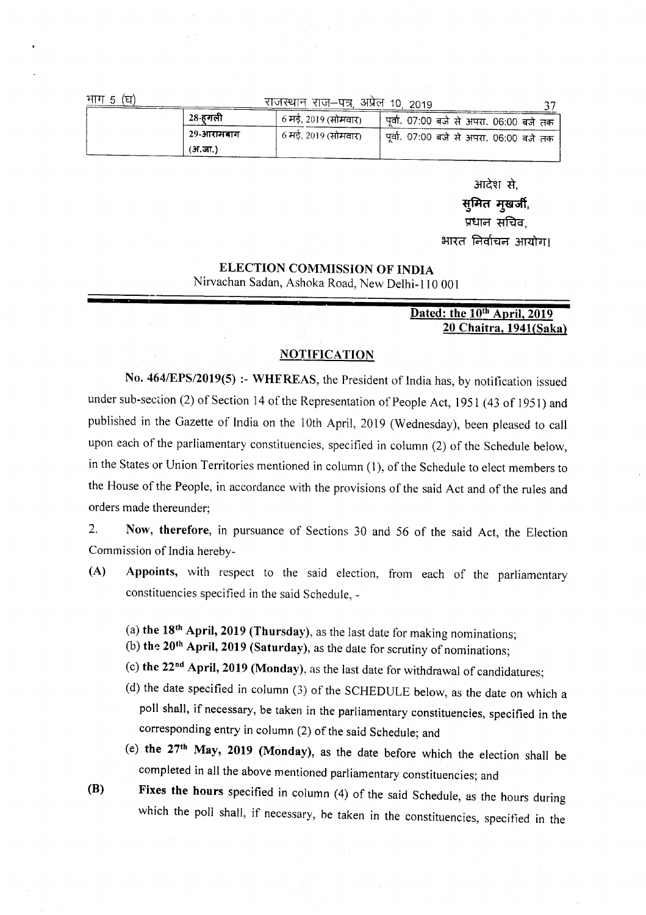| | 28-हुगली | 6 मई, 2019 (सोमवार) | पूर्वा. 07:00 बजे से अपरा. 06:00 बजे तक |
|---|---|---|---|
| | 29-आरामबाग (अ.जा.) | 6 मई, 2019 (सोमवार) | पूर्वा. 07:00 बजे से अपरा. 06:00 बजे तक |

आदेश से,
**सुमित मुखर्जी,**
प्रधान सचिव,
भारत निर्वाचन आयोग।

**ELECTION COMMISSION OF INDIA**
Nirvachan Sadan, Ashoka Road, New Delhi-110 001

**Dated: the 10th April, 2019**
**20 Chaitra, 1941(Saka)**

## NOTIFICATION

**No. 464/EPS/2019(5) :- WHEREAS**, the President of India has, by notification issued under sub-section (2) of Section 14 of the Representation of People Act, 1951 (43 of 1951) and published in the Gazette of India on the 10th April, 2019 (Wednesday), been pleased to call upon each of the parliamentary constituencies, specified in column (2) of the Schedule below, in the States or Union Territories mentioned in column (1), of the Schedule to elect members to the House of the People, in accordance with the provisions of the said Act and of the rules and orders made thereunder;

2. **Now, therefore**, in pursuance of Sections 30 and 56 of the said Act, the Election Commission of India hereby-

**(A)** **Appoints,** with respect to the said election, from each of the parliamentary constituencies specified in the said Schedule, -

(a) **the 18th April, 2019 (Thursday)**, as the last date for making nominations;

(b) **the 20th April, 2019 (Saturday)**, as the date for scrutiny of nominations;

(c) **the 22nd April, 2019 (Monday)**, as the last date for withdrawal of candidatures;

(d) the date specified in column (3) of the SCHEDULE below, as the date on which a poll shall, if necessary, be taken in the parliamentary constituencies, specified in the corresponding entry in column (2) of the said Schedule; and

(e) **the 27th May, 2019 (Monday)**, as the date before which the election shall be completed in all the above mentioned parliamentary constituencies; and

**(B)** **Fixes the hours** specified in column (4) of the said Schedule, as the hours during which the poll shall, if necessary, be taken in the constituencies, specified in the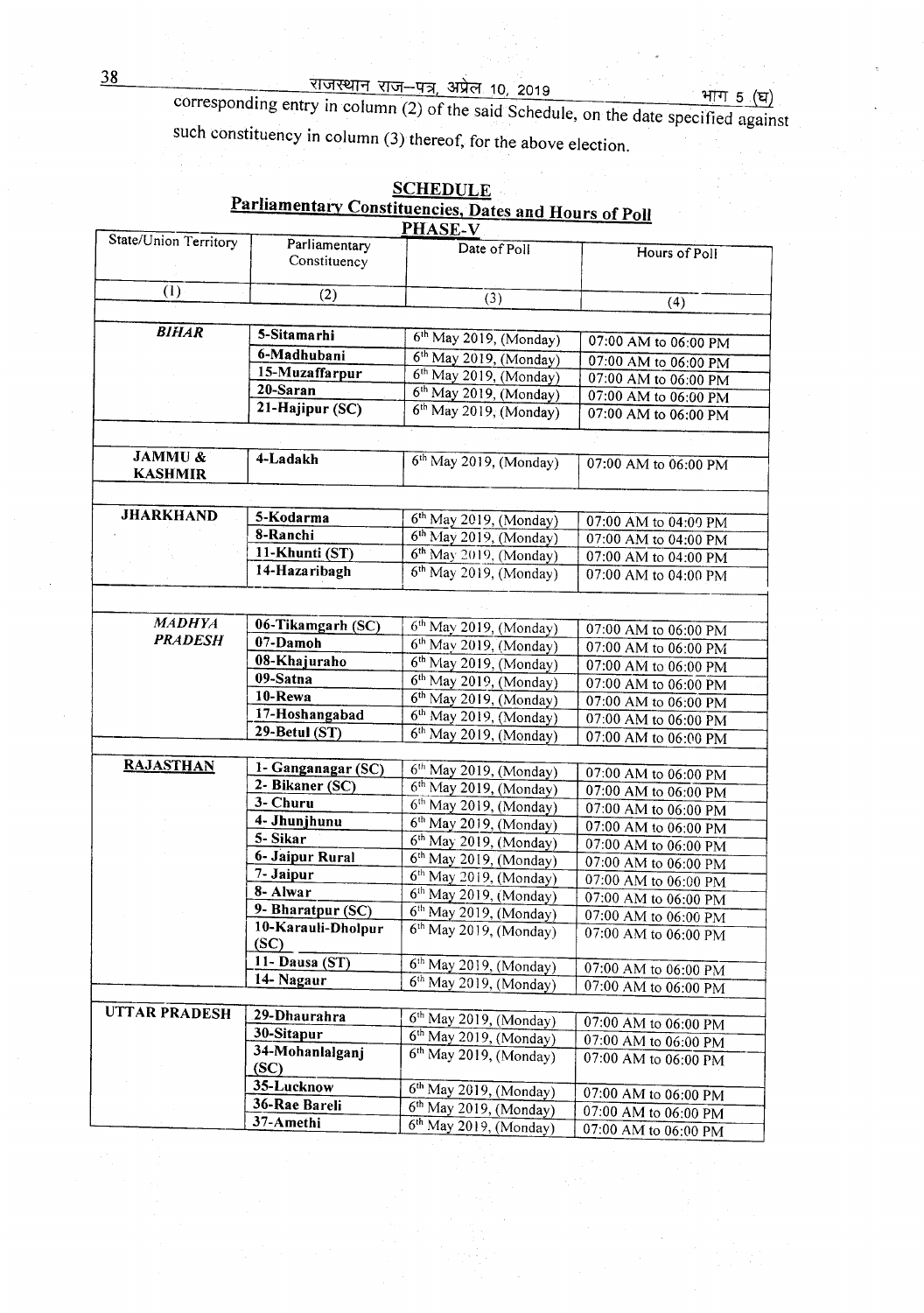corresponding entry in column (2) of the said Schedule, on the date specified against such constituency in column (3) thereof, for the above election.

## SCHEDULE
## Parliamentary Constituencies, Dates and Hours of Poll
### PHASE-V

| State/Union Territory | Parliamentary Constituency | Date of Poll | Hours of Poll |
|---|---|---|---|
| (1) | (2) | (3) | (4) |
| ***BIHAR*** | **5-Sitamarhi** | 6th May 2019, (Monday) | 07:00 AM to 06:00 PM |
| | **6-Madhubani** | 6th May 2019, (Monday) | 07:00 AM to 06:00 PM |
| | **15-Muzaffarpur** | 6th May 2019, (Monday) | 07:00 AM to 06:00 PM |
| | **20-Saran** | 6th May 2019, (Monday) | 07:00 AM to 06:00 PM |
| | **21-Hajipur (SC)** | 6th May 2019, (Monday) | 07:00 AM to 06:00 PM |
| **JAMMU & KASHMIR** | **4-Ladakh** | 6th May 2019, (Monday) | 07:00 AM to 06:00 PM |
| **JHARKHAND** | **5-Kodarma** | 6th May 2019, (Monday) | 07:00 AM to 04:00 PM |
| | **8-Ranchi** | 6th May 2019, (Monday) | 07:00 AM to 04:00 PM |
| | **11-Khunti (ST)** | 6th May 2019, (Monday) | 07:00 AM to 04:00 PM |
| | **14-Hazaribagh** | 6th May 2019, (Monday) | 07:00 AM to 04:00 PM |
| ***MADHYA PRADESH*** | **06-Tikamgarh (SC)** | 6th May 2019, (Monday) | 07:00 AM to 06:00 PM |
| | **07-Damoh** | 6th May 2019, (Monday) | 07:00 AM to 06:00 PM |
| | **08-Khajuraho** | 6th May 2019, (Monday) | 07:00 AM to 06:00 PM |
| | **09-Satna** | 6th May 2019, (Monday) | 07:00 AM to 06:00 PM |
| | **10-Rewa** | 6th May 2019, (Monday) | 07:00 AM to 06:00 PM |
| | **17-Hoshangabad** | 6th May 2019, (Monday) | 07:00 AM to 06:00 PM |
| | **29-Betul (ST)** | 6th May 2019, (Monday) | 07:00 AM to 06:00 PM |
| **RAJASTHAN** | **1- Ganganagar (SC)** | 6th May 2019, (Monday) | 07:00 AM to 06:00 PM |
| | **2- Bikaner (SC)** | 6th May 2019, (Monday) | 07:00 AM to 06:00 PM |
| | **3- Churu** | 6th May 2019, (Monday) | 07:00 AM to 06:00 PM |
| | **4- Jhunjhunu** | 6th May 2019, (Monday) | 07:00 AM to 06:00 PM |
| | **5- Sikar** | 6th May 2019, (Monday) | 07:00 AM to 06:00 PM |
| | **6- Jaipur Rural** | 6th May 2019, (Monday) | 07:00 AM to 06:00 PM |
| | **7- Jaipur** | 6th May 2019, (Monday) | 07:00 AM to 06:00 PM |
| | **8- Alwar** | 6th May 2019, (Monday) | 07:00 AM to 06:00 PM |
| | **9- Bharatpur (SC)** | 6th May 2019, (Monday) | 07:00 AM to 06:00 PM |
| | **10-Karauli-Dholpur (SC)** | 6th May 2019, (Monday) | 07:00 AM to 06:00 PM |
| | **11- Dausa (ST)** | 6th May 2019, (Monday) | 07:00 AM to 06:00 PM |
| | **14- Nagaur** | 6th May 2019, (Monday) | 07:00 AM to 06:00 PM |
| **UTTAR PRADESH** | **29-Dhaurahra** | 6th May 2019, (Monday) | 07:00 AM to 06:00 PM |
| | **30-Sitapur** | 6th May 2019, (Monday) | 07:00 AM to 06:00 PM |
| | **34-Mohanlalganj (SC)** | 6th May 2019, (Monday) | 07:00 AM to 06:00 PM |
| | **35-Lucknow** | 6th May 2019, (Monday) | 07:00 AM to 06:00 PM |
| | **36-Rae Bareli** | 6th May 2019, (Monday) | 07:00 AM to 06:00 PM |
| | **37-Amethi** | 6th May 2019, (Monday) | 07:00 AM to 06:00 PM |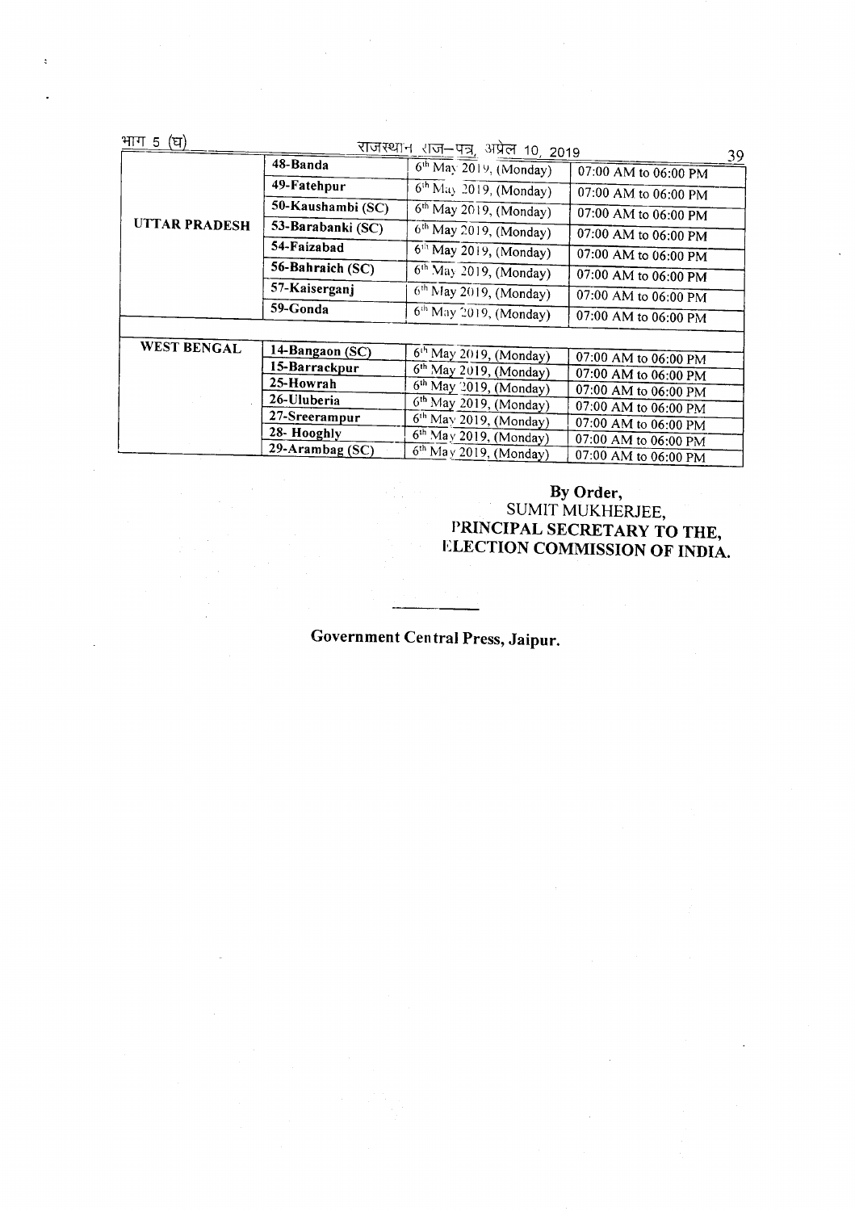| | | | |
|---|---|---|---|
| UTTAR PRADESH | 48-Banda | 6th May 2019, (Monday) | 07:00 AM to 06:00 PM |
| | 49-Fatehpur | 6th May 2019, (Monday) | 07:00 AM to 06:00 PM |
| | 50-Kaushambi (SC) | 6th May 2019, (Monday) | 07:00 AM to 06:00 PM |
| | 53-Barabanki (SC) | 6th May 2019, (Monday) | 07:00 AM to 06:00 PM |
| | 54-Faizabad | 6th May 2019, (Monday) | 07:00 AM to 06:00 PM |
| | 56-Bahraich (SC) | 6th May 2019, (Monday) | 07:00 AM to 06:00 PM |
| | 57-Kaiserganj | 6th May 2019, (Monday) | 07:00 AM to 06:00 PM |
| | 59-Gonda | 6th May 2019, (Monday) | 07:00 AM to 06:00 PM |
| WEST BENGAL | 14-Bangaon (SC) | 6th May 2019, (Monday) | 07:00 AM to 06:00 PM |
| | 15-Barrackpur | 6th May 2019, (Monday) | 07:00 AM to 06:00 PM |
| | 25-Howrah | 6th May 2019, (Monday) | 07:00 AM to 06:00 PM |
| | 26-Uluberia | 6th May 2019, (Monday) | 07:00 AM to 06:00 PM |
| | 27-Sreerampur | 6th May 2019, (Monday) | 07:00 AM to 06:00 PM |
| | 28- Hooghly | 6th May 2019, (Monday) | 07:00 AM to 06:00 PM |
| | 29-Arambag (SC) | 6th May 2019, (Monday) | 07:00 AM to 06:00 PM |

**By Order,**
SUMIT MUKHERJEE,
**PRINCIPAL SECRETARY TO THE,**
**ELECTION COMMISSION OF INDIA.**

---

**Government Central Press, Jaipur.**